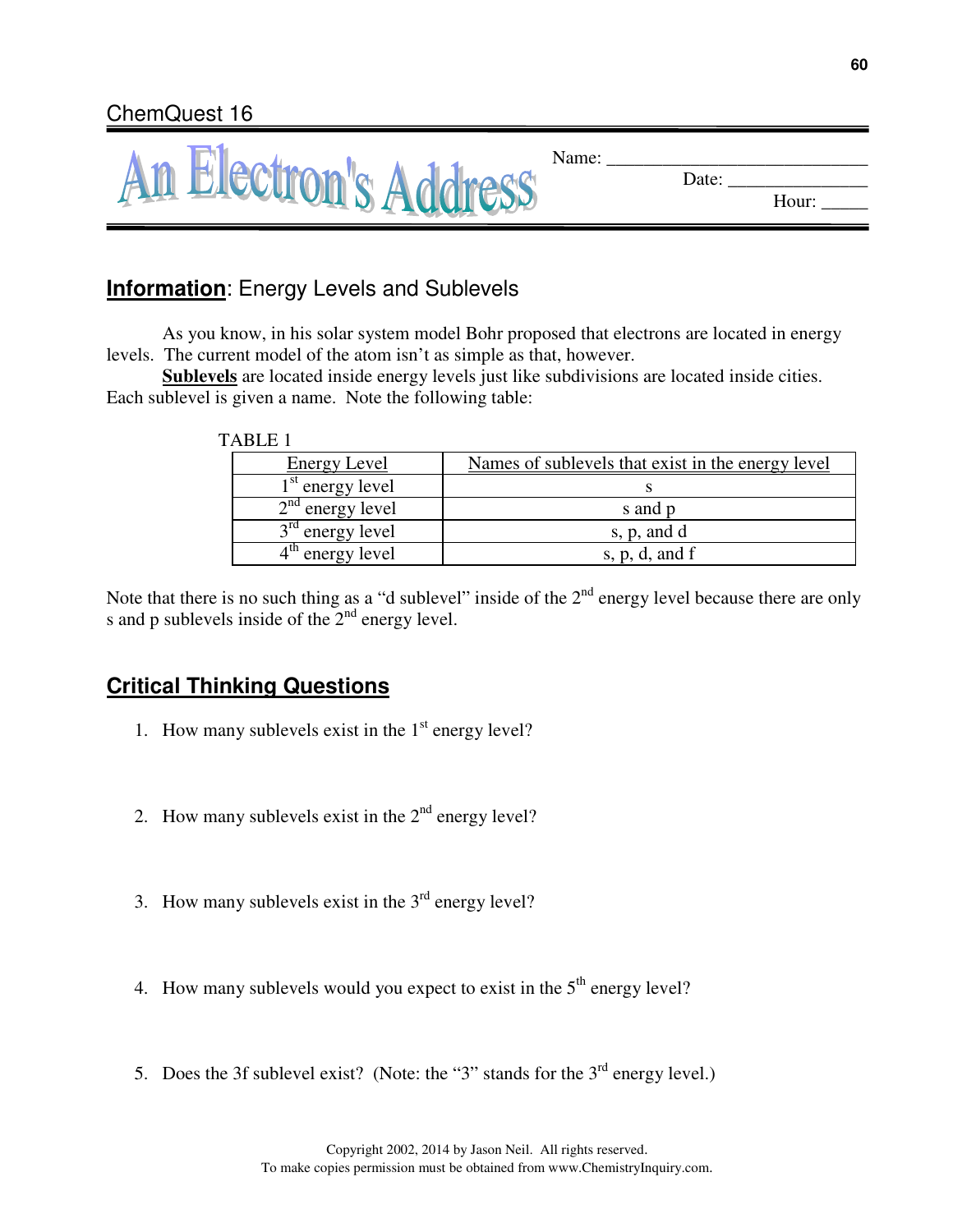ChemQuest 16

# An Electron's Address

Name: ____________________________

Date: _______________

Hour: _____

## **Information**: Energy Levels and Sublevels

As you know, in his solar system model Bohr proposed that electrons are located in energy levels. The current model of the atom isn't as simple as that, however.

**Sublevels** are located inside energy levels just like subdivisions are located inside cities. Each sublevel is given a name. Note the following table:

TABLE 1

| Energy Level | Names of sublevels that exist in the energy level |
|---|---|
| 1st energy level | s |
| 2nd energy level | s and p |
| 3rd energy level | s, p, and d |
| 4th energy level | s, p, d, and f |

Note that there is no such thing as a "d sublevel" inside of the 2nd energy level because there are only s and p sublevels inside of the 2nd energy level.

## **Critical Thinking Questions**

1. How many sublevels exist in the 1st energy level?

2. How many sublevels exist in the 2nd energy level?

3. How many sublevels exist in the 3rd energy level?

4. How many sublevels would you expect to exist in the 5th energy level?

5. Does the 3f sublevel exist? (Note: the "3" stands for the 3rd energy level.)

Copyright 2002, 2014 by Jason Neil. All rights reserved.
To make copies permission must be obtained from www.ChemistryInquiry.com.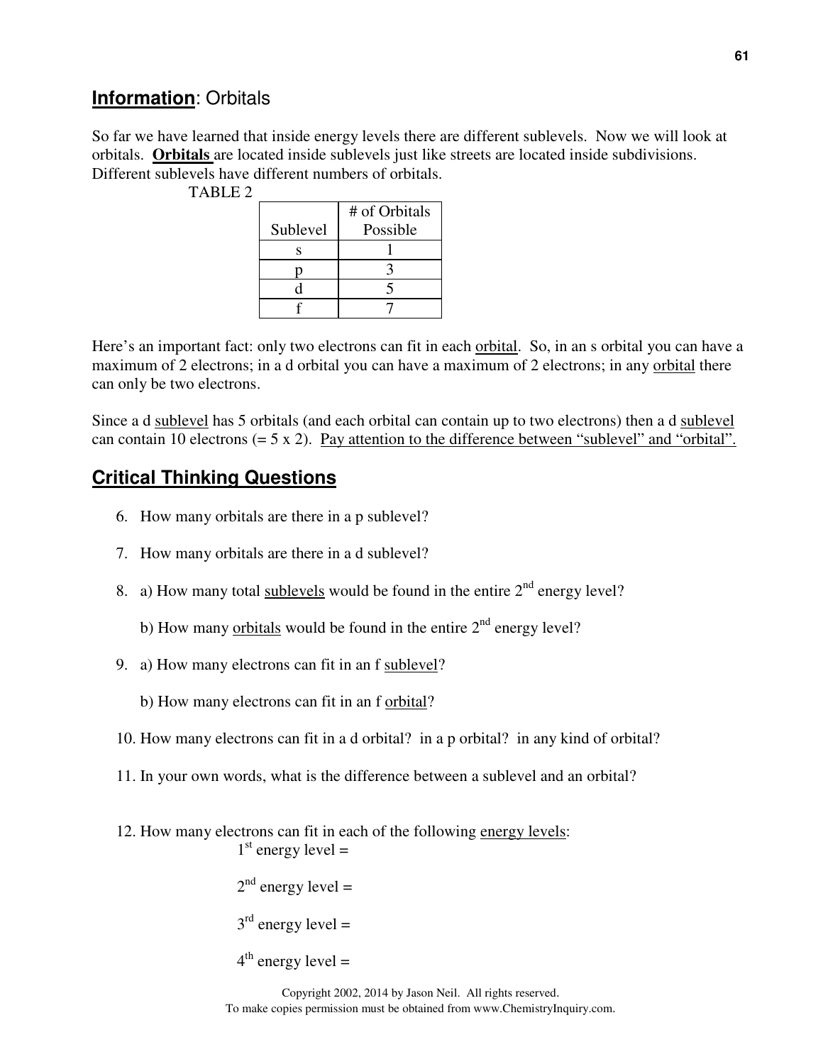## **Information**: Orbitals

So far we have learned that inside energy levels there are different sublevels. Now we will look at orbitals. **Orbitals** are located inside sublevels just like streets are located inside subdivisions. Different sublevels have different numbers of orbitals.

TABLE 2

| Sublevel | # of Orbitals Possible |
|---|---|
| s | 1 |
| p | 3 |
| d | 5 |
| f | 7 |

Here's an important fact: only two electrons can fit in each orbital. So, in an s orbital you can have a maximum of 2 electrons; in a d orbital you can have a maximum of 2 electrons; in any orbital there can only be two electrons.

Since a d sublevel has 5 orbitals (and each orbital can contain up to two electrons) then a d sublevel can contain 10 electrons (= 5 x 2). Pay attention to the difference between "sublevel" and "orbital".

## Critical Thinking Questions

6. How many orbitals are there in a p sublevel?

7. How many orbitals are there in a d sublevel?

8. a) How many total sublevels would be found in the entire 2nd energy level?

   b) How many orbitals would be found in the entire 2nd energy level?

9. a) How many electrons can fit in an f sublevel?

   b) How many electrons can fit in an f orbital?

10. How many electrons can fit in a d orbital? in a p orbital? in any kind of orbital?

11. In your own words, what is the difference between a sublevel and an orbital?

12. How many electrons can fit in each of the following energy levels:

    1st energy level =

    2nd energy level =

    3rd energy level =

    4th energy level =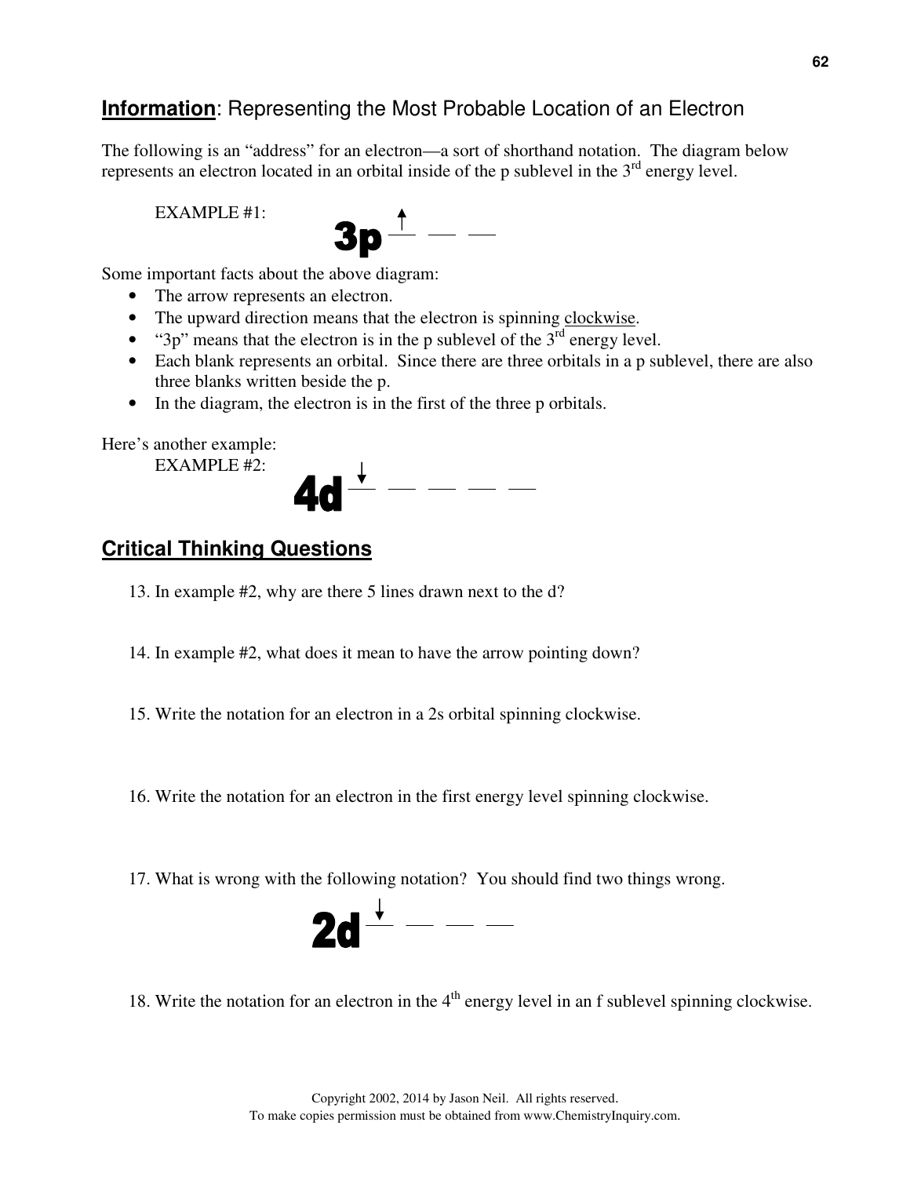## **Information**: Representing the Most Probable Location of an Electron

The following is an "address" for an electron—a sort of shorthand notation. The diagram below represents an electron located in an orbital inside of the p sublevel in the 3rd energy level.

EXAMPLE #1:

**3p** ↑\_\_ \_\_ \_\_

Some important facts about the above diagram:

- The arrow represents an electron.
- The upward direction means that the electron is spinning <u>clockwise</u>.
- "3p" means that the electron is in the p sublevel of the 3rd energy level.
- Each blank represents an orbital. Since there are three orbitals in a p sublevel, there are also three blanks written beside the p.
- In the diagram, the electron is in the first of the three p orbitals.

Here's another example:

EXAMPLE #2:

**4d** ↓\_\_ \_\_ \_\_ \_\_ \_\_

## **Critical Thinking Questions**

13. In example #2, why are there 5 lines drawn next to the d?

14. In example #2, what does it mean to have the arrow pointing down?

15. Write the notation for an electron in a 2s orbital spinning clockwise.

16. Write the notation for an electron in the first energy level spinning clockwise.

17. What is wrong with the following notation? You should find two things wrong.

**2d** ↓\_\_ \_\_ \_\_ \_\_

18. Write the notation for an electron in the 4th energy level in an f sublevel spinning clockwise.